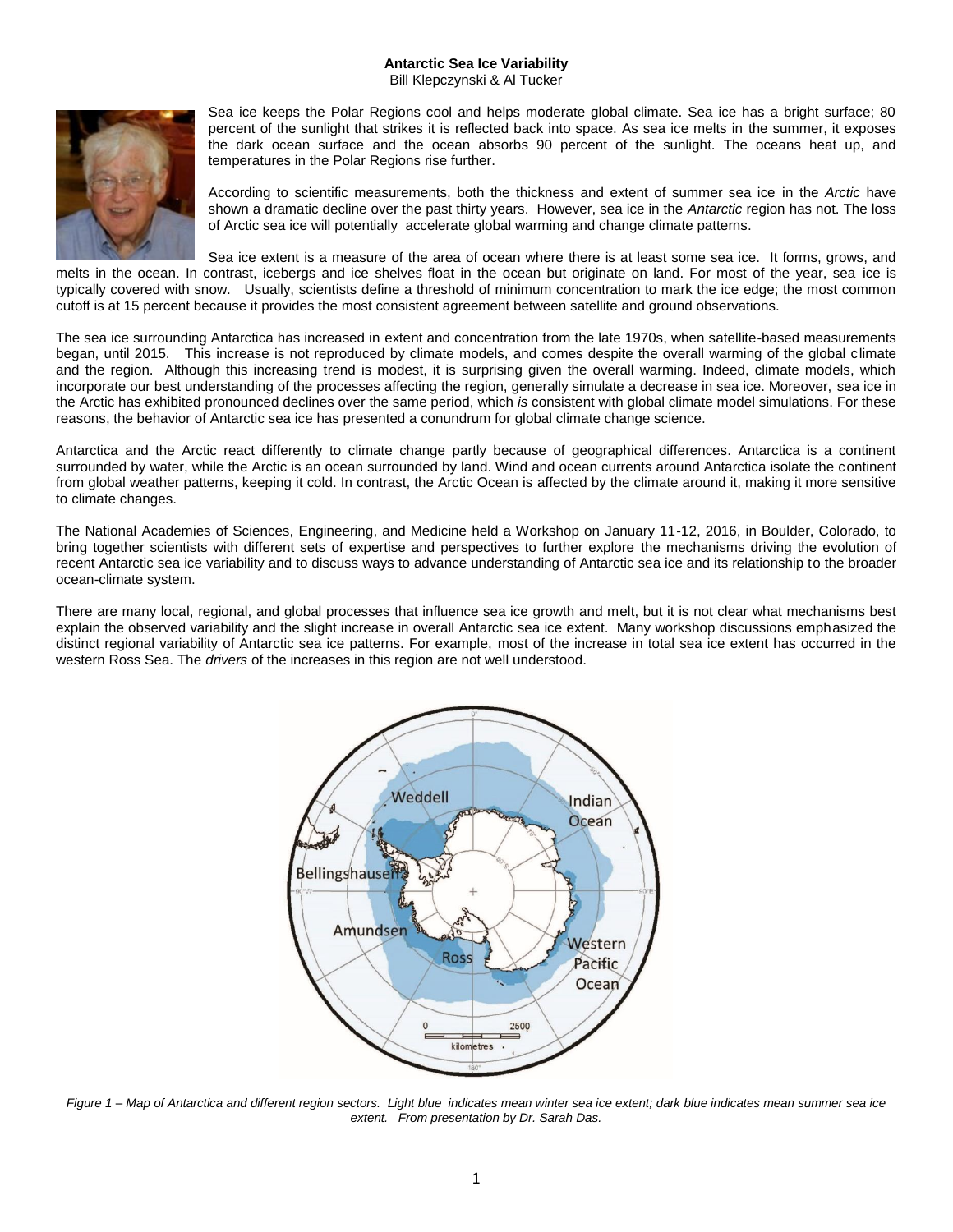**Antarctic Sea Ice Variability**

Bill Klepczynski & Al Tucker

Sea ice keeps the Polar Regions cool and helps moderate global climate. Sea ice has a bright surface; 80 percent of the sunlight that strikes it is reflected back into space. As sea ice melts in the summer, it exposes the dark ocean surface and the ocean absorbs 90 percent of the sunlight. The oceans heat up, and temperatures in the Polar Regions rise further.

According to scientific measurements, both the thickness and extent of summer sea ice in the *Arctic* have shown a dramatic decline over the past thirty years. However, sea ice in the *Antarctic* region has not. The loss of Arctic sea ice will potentially accelerate global warming and change climate patterns.

Sea ice extent is a measure of the area of ocean where there is at least some sea ice. It forms, grows, and melts in the ocean. In contrast, icebergs and ice shelves float in the ocean but originate on land. For most of the year, sea ice is typically covered with snow. Usually, scientists define a threshold of minimum concentration to mark the ice edge; the most common cutoff is at 15 percent because it provides the most consistent agreement between satellite and ground observations.

The sea ice surrounding Antarctica has increased in extent and concentration from the late 1970s, when satellite-based measurements began, until 2015. This increase is not reproduced by climate models, and comes despite the overall warming of the global climate and the region. Although this increasing trend is modest, it is surprising given the overall warming. Indeed, climate models, which incorporate our best understanding of the processes affecting the region, generally simulate a decrease in sea ice. Moreover, sea ice in the Arctic has exhibited pronounced declines over the same period, which *is* consistent with global climate model simulations. For these reasons, the behavior of Antarctic sea ice has presented a conundrum for global climate change science.

Antarctica and the Arctic react differently to climate change partly because of geographical differences. Antarctica is a continent surrounded by water, while the Arctic is an ocean surrounded by land. Wind and ocean currents around Antarctica isolate the continent from global weather patterns, keeping it cold. In contrast, the Arctic Ocean is affected by the climate around it, making it more sensitive to climate changes.

The National Academies of Sciences, Engineering, and Medicine held a Workshop on January 11-12, 2016, in Boulder, Colorado, to bring together scientists with different sets of expertise and perspectives to further explore the mechanisms driving the evolution of recent Antarctic sea ice variability and to discuss ways to advance understanding of Antarctic sea ice and its relationship to the broader ocean-climate system.

There are many local, regional, and global processes that influence sea ice growth and melt, but it is not clear what mechanisms best explain the observed variability and the slight increase in overall Antarctic sea ice extent. Many workshop discussions emphasized the distinct regional variability of Antarctic sea ice patterns. For example, most of the increase in total sea ice extent has occurred in the western Ross Sea. The *drivers* of the increases in this region are not well understood.

*Figure 1 – Map of Antarctica and different region sectors. Light blue indicates mean winter sea ice extent; dark blue indicates mean summer sea ice extent. From presentation by Dr. Sarah Das.*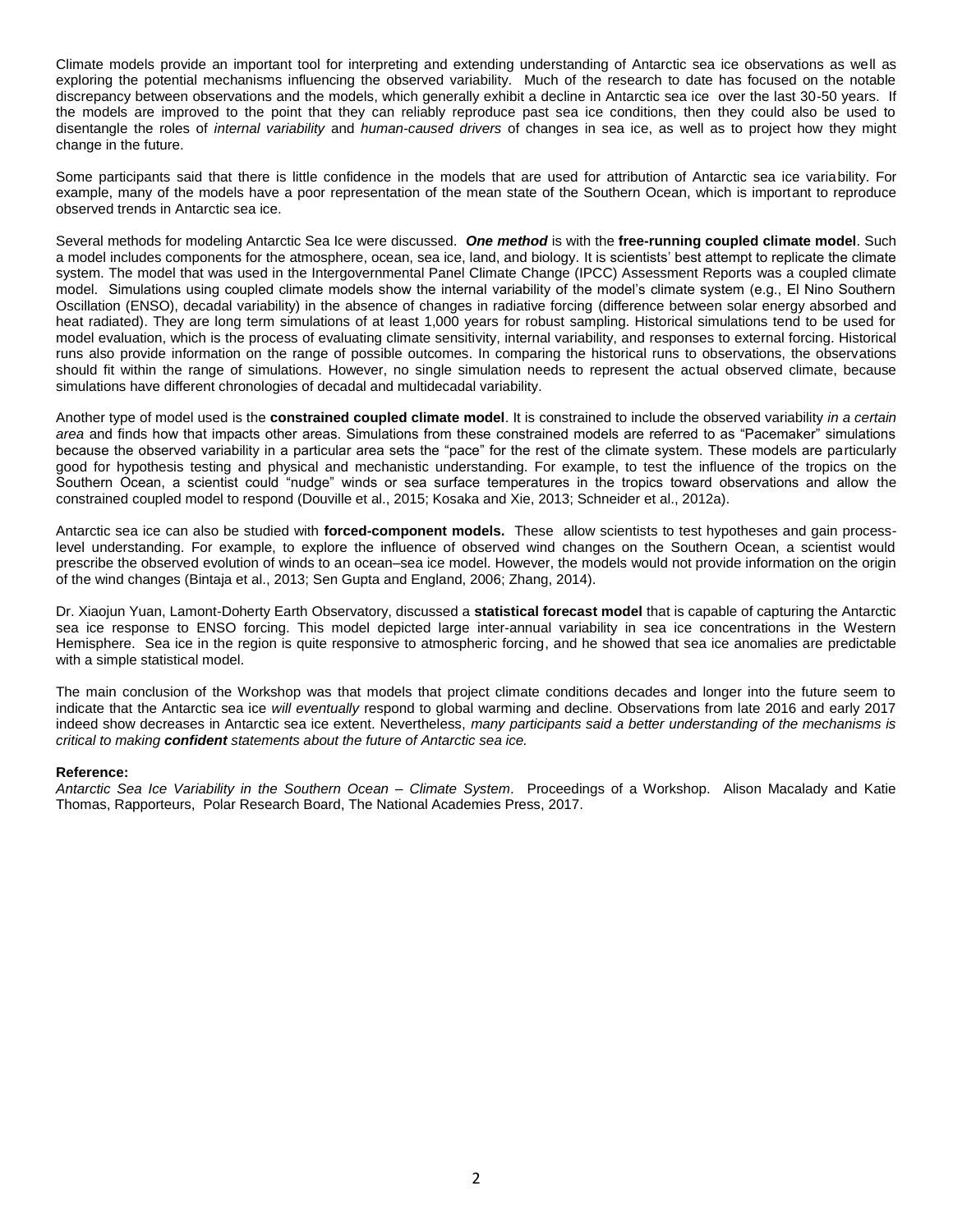Climate models provide an important tool for interpreting and extending understanding of Antarctic sea ice observations as well as exploring the potential mechanisms influencing the observed variability. Much of the research to date has focused on the notable discrepancy between observations and the models, which generally exhibit a decline in Antarctic sea ice over the last 30-50 years. If the models are improved to the point that they can reliably reproduce past sea ice conditions, then they could also be used to disentangle the roles of *internal variability* and *human-caused drivers* of changes in sea ice, as well as to project how they might change in the future.

Some participants said that there is little confidence in the models that are used for attribution of Antarctic sea ice variability. For example, many of the models have a poor representation of the mean state of the Southern Ocean, which is important to reproduce observed trends in Antarctic sea ice.

Several methods for modeling Antarctic Sea Ice were discussed. ***One method*** is with the **free-running coupled climate model**. Such a model includes components for the atmosphere, ocean, sea ice, land, and biology. It is scientists' best attempt to replicate the climate system. The model that was used in the Intergovernmental Panel Climate Change (IPCC) Assessment Reports was a coupled climate model. Simulations using coupled climate models show the internal variability of the model's climate system (e.g., El Nino Southern Oscillation (ENSO), decadal variability) in the absence of changes in radiative forcing (difference between solar energy absorbed and heat radiated). They are long term simulations of at least 1,000 years for robust sampling. Historical simulations tend to be used for model evaluation, which is the process of evaluating climate sensitivity, internal variability, and responses to external forcing. Historical runs also provide information on the range of possible outcomes. In comparing the historical runs to observations, the observations should fit within the range of simulations. However, no single simulation needs to represent the actual observed climate, because simulations have different chronologies of decadal and multidecadal variability.

Another type of model used is the **constrained coupled climate model**. It is constrained to include the observed variability *in a certain area* and finds how that impacts other areas. Simulations from these constrained models are referred to as "Pacemaker" simulations because the observed variability in a particular area sets the "pace" for the rest of the climate system. These models are particularly good for hypothesis testing and physical and mechanistic understanding. For example, to test the influence of the tropics on the Southern Ocean, a scientist could "nudge" winds or sea surface temperatures in the tropics toward observations and allow the constrained coupled model to respond (Douville et al., 2015; Kosaka and Xie, 2013; Schneider et al., 2012a).

Antarctic sea ice can also be studied with **forced-component models.** These allow scientists to test hypotheses and gain process-level understanding. For example, to explore the influence of observed wind changes on the Southern Ocean, a scientist would prescribe the observed evolution of winds to an ocean–sea ice model. However, the models would not provide information on the origin of the wind changes (Bintaja et al., 2013; Sen Gupta and England, 2006; Zhang, 2014).

Dr. Xiaojun Yuan, Lamont-Doherty Earth Observatory, discussed a **statistical forecast model** that is capable of capturing the Antarctic sea ice response to ENSO forcing. This model depicted large inter-annual variability in sea ice concentrations in the Western Hemisphere. Sea ice in the region is quite responsive to atmospheric forcing, and he showed that sea ice anomalies are predictable with a simple statistical model.

The main conclusion of the Workshop was that models that project climate conditions decades and longer into the future seem to indicate that the Antarctic sea ice *will eventually* respond to global warming and decline. Observations from late 2016 and early 2017 indeed show decreases in Antarctic sea ice extent. Nevertheless, *many participants said a better understanding of the mechanisms is critical to making **confident** statements about the future of Antarctic sea ice.*

**Reference:**

*Antarctic Sea Ice Variability in the Southern Ocean – Climate System*. Proceedings of a Workshop. Alison Macalady and Katie Thomas, Rapporteurs, Polar Research Board, The National Academies Press, 2017.